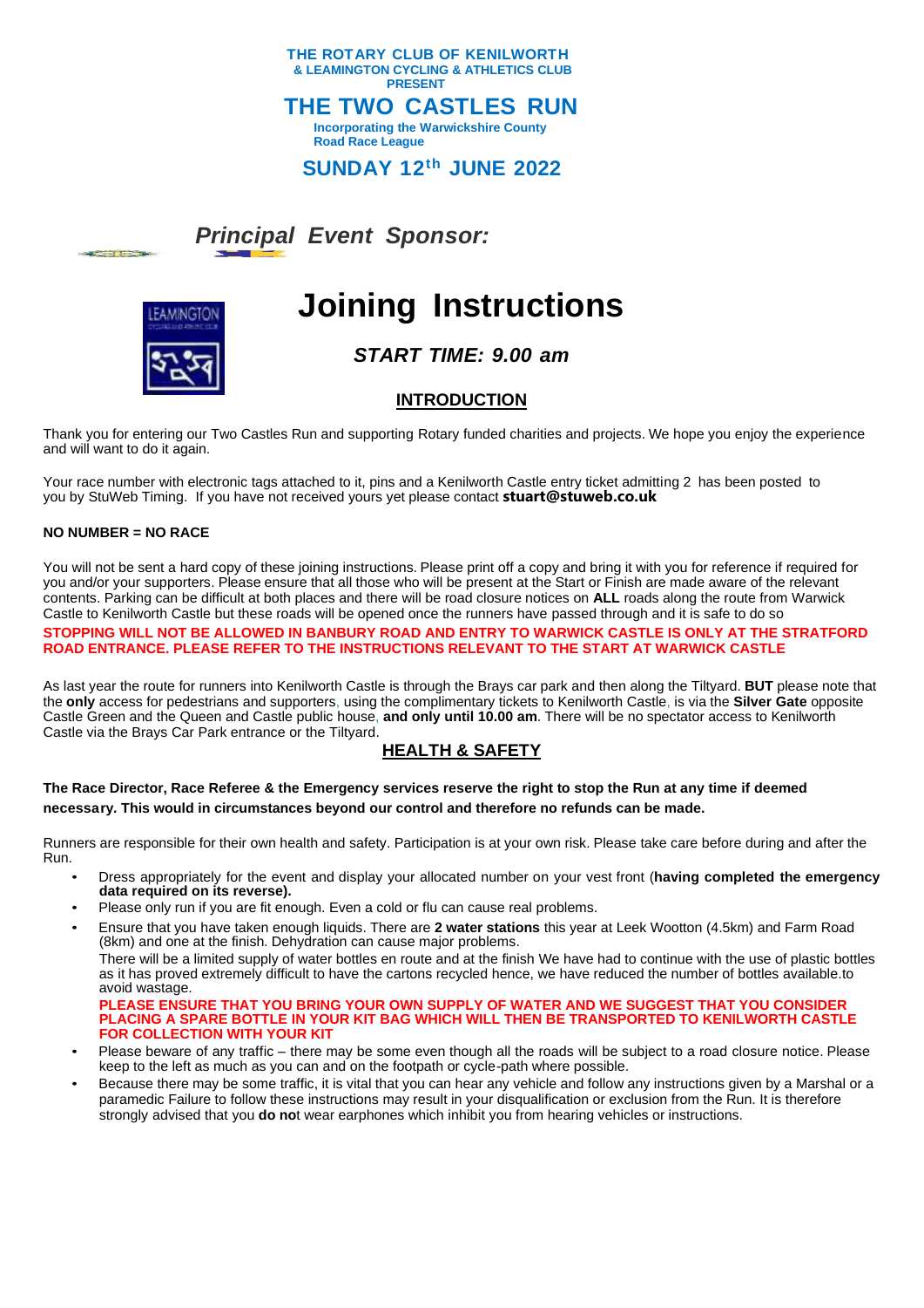**THE ROTARY CLUB OF KENILWORTH**
**& LEAMINGTON CYCLING & ATHLETICS CLUB**
**PRESENT**

# THE TWO CASTLES RUN

**Incorporating the Warwickshire County Road Race League**

## SUNDAY 12th JUNE 2022

***Principal Event Sponsor:***

# Joining Instructions

### *START TIME: 9.00 am*

## INTRODUCTION

Thank you for entering our Two Castles Run and supporting Rotary funded charities and projects. We hope you enjoy the experience and will want to do it again.

Your race number with electronic tags attached to it, pins and a Kenilworth Castle entry ticket admitting 2 has been posted to you by StuWeb Timing. If you have not received yours yet please contact **stuart@stuweb.co.uk**

**NO NUMBER = NO RACE**

You will not be sent a hard copy of these joining instructions. Please print off a copy and bring it with you for reference if required for you and/or your supporters. Please ensure that all those who will be present at the Start or Finish are made aware of the relevant contents. Parking can be difficult at both places and there will be road closure notices on **ALL** roads along the route from Warwick Castle to Kenilworth Castle but these roads will be opened once the runners have passed through and it is safe to do so

**STOPPING WILL NOT BE ALLOWED IN BANBURY ROAD AND ENTRY TO WARWICK CASTLE IS ONLY AT THE STRATFORD ROAD ENTRANCE. PLEASE REFER TO THE INSTRUCTIONS RELEVANT TO THE START AT WARWICK CASTLE**

As last year the route for runners into Kenilworth Castle is through the Brays car park and then along the Tiltyard. **BUT** please note that the **only** access for pedestrians and supporters, using the complimentary tickets to Kenilworth Castle, is via the **Silver Gate** opposite Castle Green and the Queen and Castle public house, **and only until 10.00 am**. There will be no spectator access to Kenilworth Castle via the Brays Car Park entrance or the Tiltyard.

## HEALTH & SAFETY

**The Race Director, Race Referee & the Emergency services reserve the right to stop the Run at any time if deemed necessary. This would in circumstances beyond our control and therefore no refunds can be made.**

Runners are responsible for their own health and safety. Participation is at your own risk. Please take care before during and after the Run.

- Dress appropriately for the event and display your allocated number on your vest front (**having completed the emergency data required on its reverse).**
- Please only run if you are fit enough. Even a cold or flu can cause real problems.
- Ensure that you have taken enough liquids. There are **2 water stations** this year at Leek Wootton (4.5km) and Farm Road (8km) and one at the finish. Dehydration can cause major problems.
  There will be a limited supply of water bottles en route and at the finish We have had to continue with the use of plastic bottles as it has proved extremely difficult to have the cartons recycled hence, we have reduced the number of bottles available.to avoid wastage.
  **PLEASE ENSURE THAT YOU BRING YOUR OWN SUPPLY OF WATER AND WE SUGGEST THAT YOU CONSIDER PLACING A SPARE BOTTLE IN YOUR KIT BAG WHICH WILL THEN BE TRANSPORTED TO KENILWORTH CASTLE FOR COLLECTION WITH YOUR KIT**
- Please beware of any traffic – there may be some even though all the roads will be subject to a road closure notice. Please keep to the left as much as you can and on the footpath or cycle-path where possible.
- Because there may be some traffic, it is vital that you can hear any vehicle and follow any instructions given by a Marshal or a paramedic Failure to follow these instructions may result in your disqualification or exclusion from the Run. It is therefore strongly advised that you **do no**t wear earphones which inhibit you from hearing vehicles or instructions.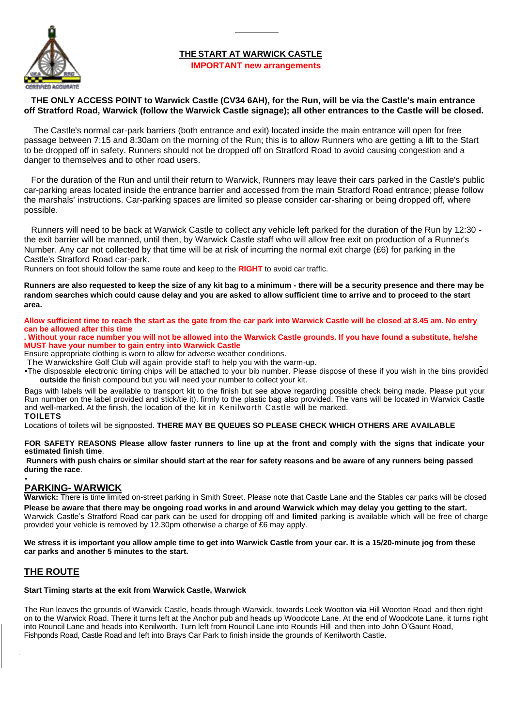## THE START AT WARWICK CASTLE

**IMPORTANT new arrangements**

**THE ONLY ACCESS POINT to Warwick Castle (CV34 6AH), for the Run, will be via the Castle's main entrance off Stratford Road, Warwick (follow the Warwick Castle signage); all other entrances to the Castle will be closed.**

The Castle's normal car-park barriers (both entrance and exit) located inside the main entrance will open for free passage between 7:15 and 8:30am on the morning of the Run; this is to allow Runners who are getting a lift to the Start to be dropped off in safety. Runners should not be dropped off on Stratford Road to avoid causing congestion and a danger to themselves and to other road users.

For the duration of the Run and until their return to Warwick, Runners may leave their cars parked in the Castle's public car-parking areas located inside the entrance barrier and accessed from the main Stratford Road entrance; please follow the marshals' instructions. Car-parking spaces are limited so please consider car-sharing or being dropped off, where possible.

Runners will need to be back at Warwick Castle to collect any vehicle left parked for the duration of the Run by 12:30 - the exit barrier will be manned, until then, by Warwick Castle staff who will allow free exit on production of a Runner's Number. Any car not collected by that time will be at risk of incurring the normal exit charge (£6) for parking in the Castle's Stratford Road car-park.

Runners on foot should follow the same route and keep to the **RIGHT** to avoid car traffic.

**Runners are also requested to keep the size of any kit bag to a minimum - there will be a security presence and there may be random searches which could cause delay and you are asked to allow sufficient time to arrive and to proceed to the start area.**

**Allow sufficient time to reach the start as the gate from the car park into Warwick Castle will be closed at 8.45 am. No entry can be allowed after this time**

**. Without your race number you will not be allowed into the Warwick Castle grounds. If you have found a substitute, he/she MUST have your number to gain entry into Warwick Castle**

Ensure appropriate clothing is worn to allow for adverse weather conditions.

The Warwickshire Golf Club will again provide staff to help you with the warm-up.

- The disposable electronic timing chips will be attached to your bib number. Please dispose of these if you wish in the bins provided **outside** the finish compound but you will need your number to collect your kit.

Bags with labels will be available to transport kit to the finish but see above regarding possible check being made. Please put your Run number on the label provided and stick/tie it). firmly to the plastic bag also provided. The vans will be located in Warwick Castle and well-marked. At the finish, the location of the kit in Kenilworth Castle will be marked.

**TOILETS**

Locations of toilets will be signposted. **THERE MAY BE QUEUES SO PLEASE CHECK WHICH OTHERS ARE AVAILABLE**

**FOR SAFETY REASONS Please allow faster runners to line up at the front and comply with the signs that indicate your estimated finish time**.

**Runners with push chairs or similar should start at the rear for safety reasons and be aware of any runners being passed during the race**.

## PARKING- WARWICK

**Warwick:** There is time limited on-street parking in Smith Street. Please note that Castle Lane and the Stables car parks will be closed

**Please be aware that there may be ongoing road works in and around Warwick which may delay you getting to the start.**

Warwick Castle's Stratford Road car park can be used for dropping off and **limited** parking is available which will be free of charge provided your vehicle is removed by 12.30pm otherwise a charge of £6 may apply.

**We stress it is important you allow ample time to get into Warwick Castle from your car. It is a 15/20-minute jog from these car parks and another 5 minutes to the start.**

## THE ROUTE

**Start Timing starts at the exit from Warwick Castle, Warwick**

The Run leaves the grounds of Warwick Castle, heads through Warwick, towards Leek Wootton **via** Hill Wootton Road and then right on to the Warwick Road. There it turns left at the Anchor pub and heads up Woodcote Lane. At the end of Woodcote Lane, it turns right into Rouncil Lane and heads into Kenilworth. Turn left from Rouncil Lane into Rounds Hill and then into John O'Gaunt Road, Fishponds Road, Castle Road and left into Brays Car Park to finish inside the grounds of Kenilworth Castle.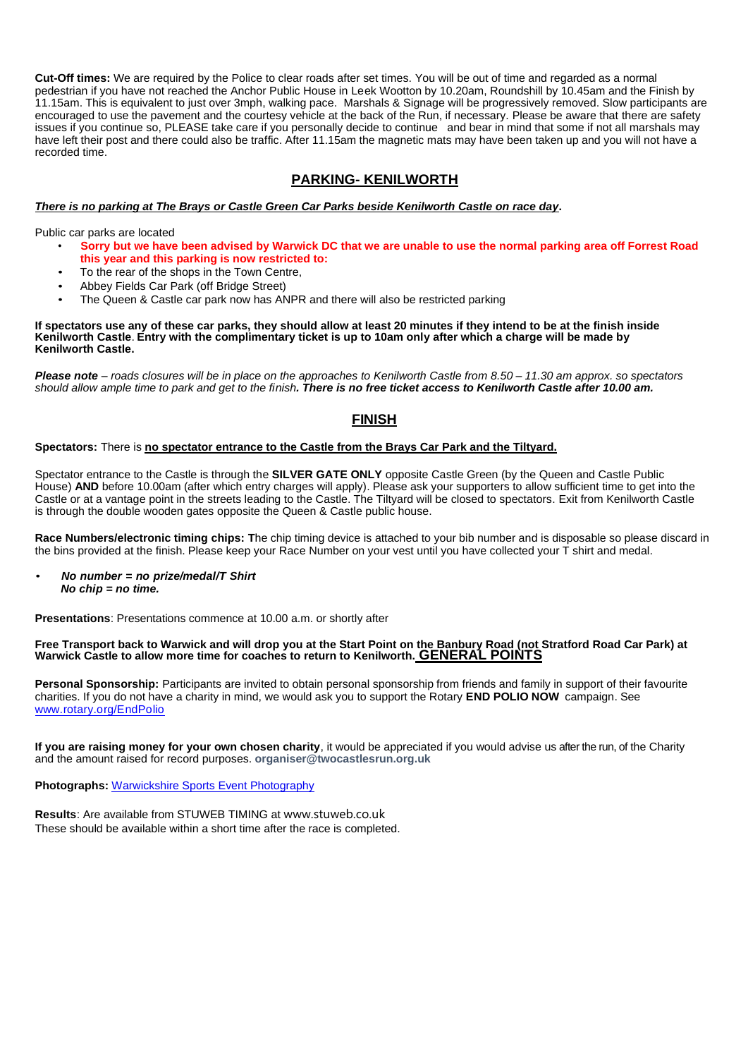**Cut-Off times:** We are required by the Police to clear roads after set times. You will be out of time and regarded as a normal pedestrian if you have not reached the Anchor Public House in Leek Wootton by 10.20am, Roundshill by 10.45am and the Finish by 11.15am. This is equivalent to just over 3mph, walking pace. Marshals & Signage will be progressively removed. Slow participants are encouraged to use the pavement and the courtesy vehicle at the back of the Run, if necessary. Please be aware that there are safety issues if you continue so, PLEASE take care if you personally decide to continue and bear in mind that some if not all marshals may have left their post and there could also be traffic. After 11.15am the magnetic mats may have been taken up and you will not have a recorded time.

## PARKING- KENILWORTH

***There is no parking at The Brays or Castle Green Car Parks beside Kenilworth Castle on race day*.**

Public car parks are located

- **Sorry but we have been advised by Warwick DC that we are unable to use the normal parking area off Forrest Road this year and this parking is now restricted to:**
- To the rear of the shops in the Town Centre,
- Abbey Fields Car Park (off Bridge Street)
- The Queen & Castle car park now has ANPR and there will also be restricted parking

**If spectators use any of these car parks, they should allow at least 20 minutes if they intend to be at the finish inside Kenilworth Castle**. **Entry with the complimentary ticket is up to 10am only after which a charge will be made by Kenilworth Castle.**

***Please note** – roads closures will be in place on the approaches to Kenilworth Castle from 8.50 – 11.30 am approx. so spectators should allow ample time to park and get to the finish**. There is no free ticket access to Kenilworth Castle after 10.00 am.***

## FINISH

**Spectators:** There is **no spectator entrance to the Castle from the Brays Car Park and the Tiltyard.**

Spectator entrance to the Castle is through the **SILVER GATE ONLY** opposite Castle Green (by the Queen and Castle Public House) **AND** before 10.00am (after which entry charges will apply). Please ask your supporters to allow sufficient time to get into the Castle or at a vantage point in the streets leading to the Castle. The Tiltyard will be closed to spectators. Exit from Kenilworth Castle is through the double wooden gates opposite the Queen & Castle public house.

**Race Numbers/electronic timing chips: T**he chip timing device is attached to your bib number and is disposable so please discard in the bins provided at the finish. Please keep your Race Number on your vest until you have collected your T shirt and medal.

- ***No number = no prize/medal/T Shirt***
  ***No chip = no time.***

**Presentations**: Presentations commence at 10.00 a.m. or shortly after

**Free Transport back to Warwick and will drop you at the Start Point on the Banbury Road (not Stratford Road Car Park) at Warwick Castle to allow more time for coaches to return to Kenilworth.**

## GENERAL POINTS

**Personal Sponsorship:** Participants are invited to obtain personal sponsorship from friends and family in support of their favourite charities. If you do not have a charity in mind, we would ask you to support the Rotary **END POLIO NOW** campaign. See www.rotary.org/EndPolio

**If you are raising money for your own chosen charity**, it would be appreciated if you would advise us after the run, of the Charity and the amount raised for record purposes. **organiser@twocastlesrun.org.uk**

**Photographs:** Warwickshire Sports Event Photography

**Results**: Are available from STUWEB TIMING at www.stuweb.co.uk
These should be available within a short time after the race is completed.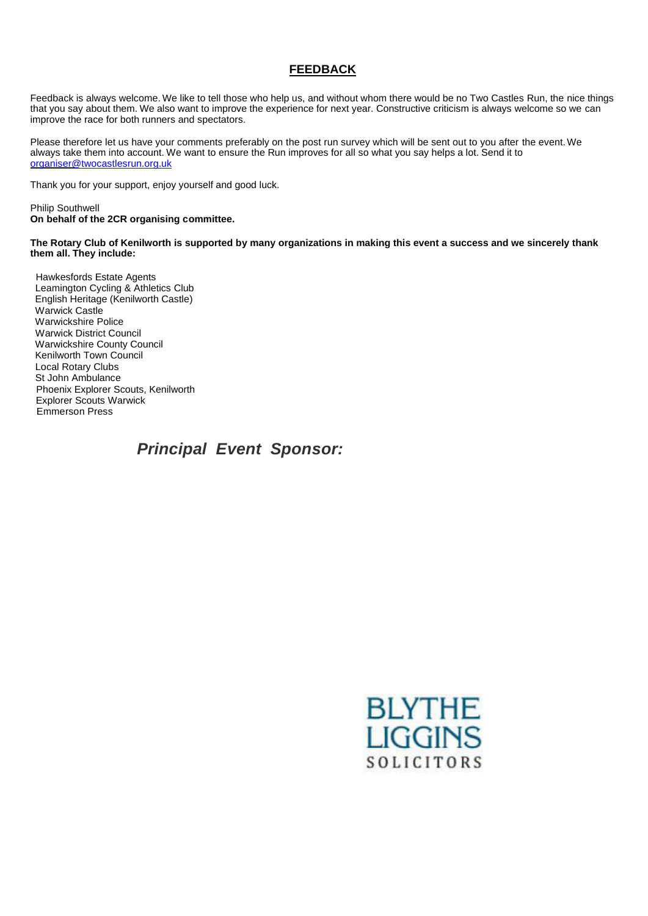## FEEDBACK

Feedback is always welcome. We like to tell those who help us, and without whom there would be no Two Castles Run, the nice things that you say about them. We also want to improve the experience for next year. Constructive criticism is always welcome so we can improve the race for both runners and spectators.

Please therefore let us have your comments preferably on the post run survey which will be sent out to you after the event. We always take them into account. We want to ensure the Run improves for all so what you say helps a lot. Send it to organiser@twocastlesrun.org.uk

Thank you for your support, enjoy yourself and good luck.

Philip Southwell
**On behalf of the 2CR organising committee.**

**The Rotary Club of Kenilworth is supported by many organizations in making this event a success and we sincerely thank them all. They include:**

Hawkesfords Estate Agents
Leamington Cycling & Athletics Club
English Heritage (Kenilworth Castle)
Warwick Castle
Warwickshire Police
Warwick District Council
Warwickshire County Council
Kenilworth Town Council
Local Rotary Clubs
St John Ambulance
Phoenix Explorer Scouts, Kenilworth
Explorer Scouts Warwick
Emmerson Press

***Principal Event Sponsor:***

BLYTHE
LIGGINS
SOLICITORS